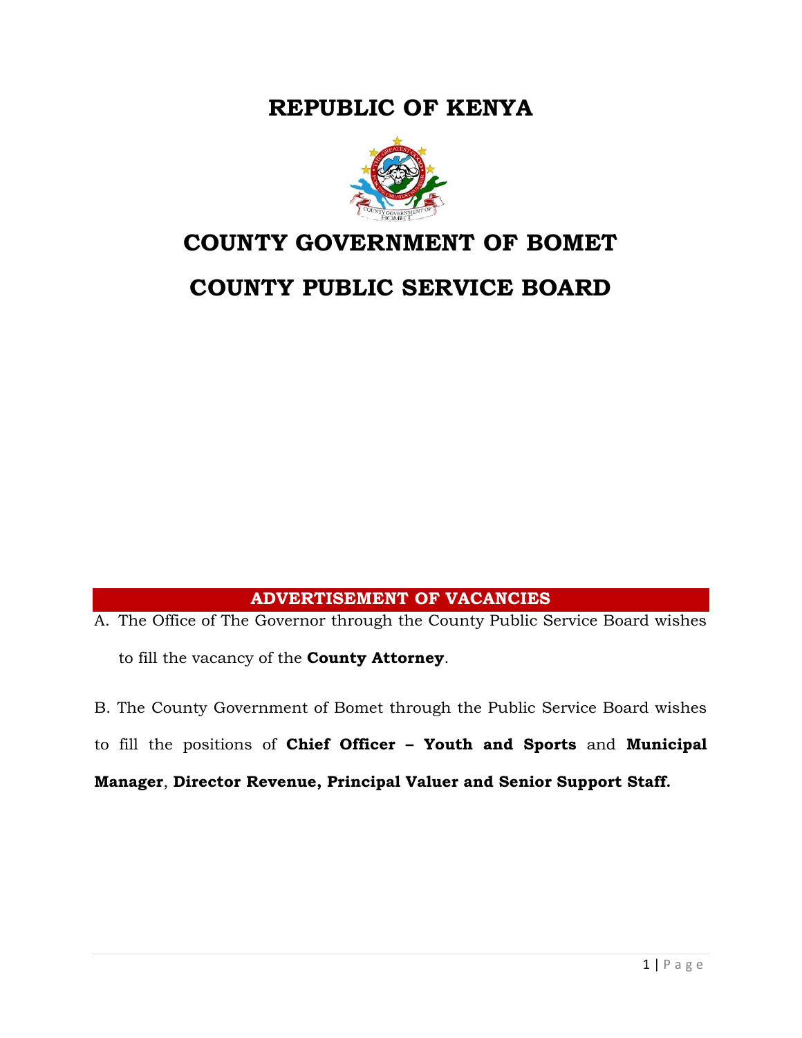# REPUBLIC OF KENYA

# COUNTY GOVERNMENT OF BOMET

# COUNTY PUBLIC SERVICE BOARD

## ADVERTISEMENT OF VACANCIES

A. The Office of The Governor through the County Public Service Board wishes to fill the vacancy of the **County Attorney**.

B. The County Government of Bomet through the Public Service Board wishes to fill the positions of **Chief Officer – Youth and Sports** and **Municipal Manager**, **Director Revenue, Principal Valuer and Senior Support Staff.**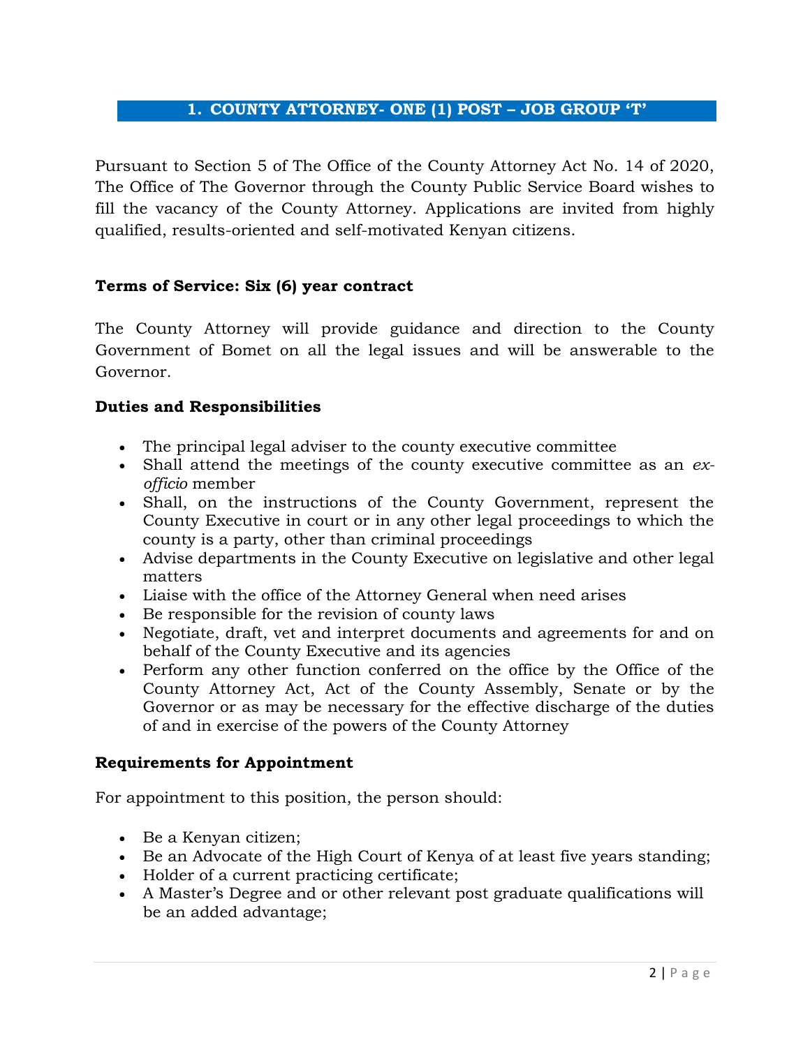## 1. COUNTY ATTORNEY- ONE (1) POST – JOB GROUP 'T'

Pursuant to Section 5 of The Office of the County Attorney Act No. 14 of 2020, The Office of The Governor through the County Public Service Board wishes to fill the vacancy of the County Attorney. Applications are invited from highly qualified, results-oriented and self-motivated Kenyan citizens.

**Terms of Service: Six (6) year contract**

The County Attorney will provide guidance and direction to the County Government of Bomet on all the legal issues and will be answerable to the Governor.

**Duties and Responsibilities**

- The principal legal adviser to the county executive committee
- Shall attend the meetings of the county executive committee as an *ex-officio* member
- Shall, on the instructions of the County Government, represent the County Executive in court or in any other legal proceedings to which the county is a party, other than criminal proceedings
- Advise departments in the County Executive on legislative and other legal matters
- Liaise with the office of the Attorney General when need arises
- Be responsible for the revision of county laws
- Negotiate, draft, vet and interpret documents and agreements for and on behalf of the County Executive and its agencies
- Perform any other function conferred on the office by the Office of the County Attorney Act, Act of the County Assembly, Senate or by the Governor or as may be necessary for the effective discharge of the duties of and in exercise of the powers of the County Attorney

**Requirements for Appointment**

For appointment to this position, the person should:

- Be a Kenyan citizen;
- Be an Advocate of the High Court of Kenya of at least five years standing;
- Holder of a current practicing certificate;
- A Master's Degree and or other relevant post graduate qualifications will be an added advantage;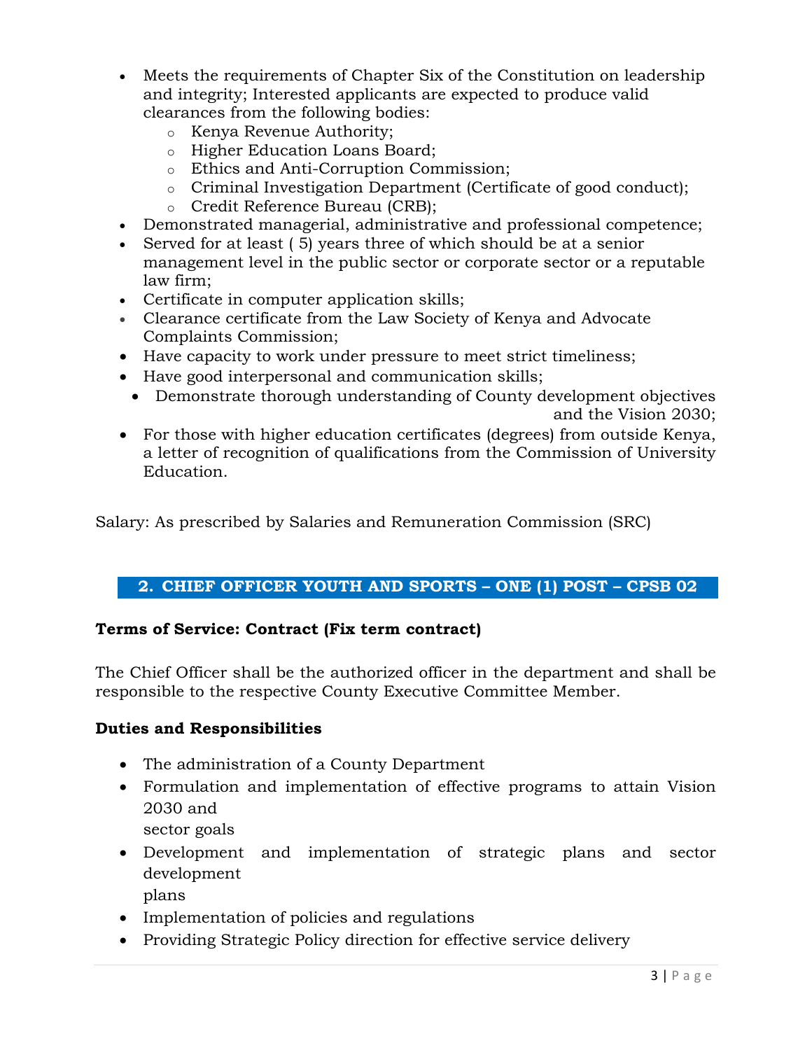- Meets the requirements of Chapter Six of the Constitution on leadership and integrity; Interested applicants are expected to produce valid clearances from the following bodies:
    - Kenya Revenue Authority;
    - Higher Education Loans Board;
    - Ethics and Anti-Corruption Commission;
    - Criminal Investigation Department (Certificate of good conduct);
    - Credit Reference Bureau (CRB);
- Demonstrated managerial, administrative and professional competence;
- Served for at least ( 5) years three of which should be at a senior management level in the public sector or corporate sector or a reputable law firm;
- Certificate in computer application skills;
- Clearance certificate from the Law Society of Kenya and Advocate Complaints Commission;
- Have capacity to work under pressure to meet strict timeliness;
- Have good interpersonal and communication skills;
- Demonstrate thorough understanding of County development objectives and the Vision 2030;
- For those with higher education certificates (degrees) from outside Kenya, a letter of recognition of qualifications from the Commission of University Education.

Salary: As prescribed by Salaries and Remuneration Commission (SRC)

## 2. CHIEF OFFICER YOUTH AND SPORTS – ONE (1) POST – CPSB 02

**Terms of Service: Contract (Fix term contract)**

The Chief Officer shall be the authorized officer in the department and shall be responsible to the respective County Executive Committee Member.

**Duties and Responsibilities**

- The administration of a County Department
- Formulation and implementation of effective programs to attain Vision 2030 and sector goals
- Development and implementation of strategic plans and sector development plans
- Implementation of policies and regulations
- Providing Strategic Policy direction for effective service delivery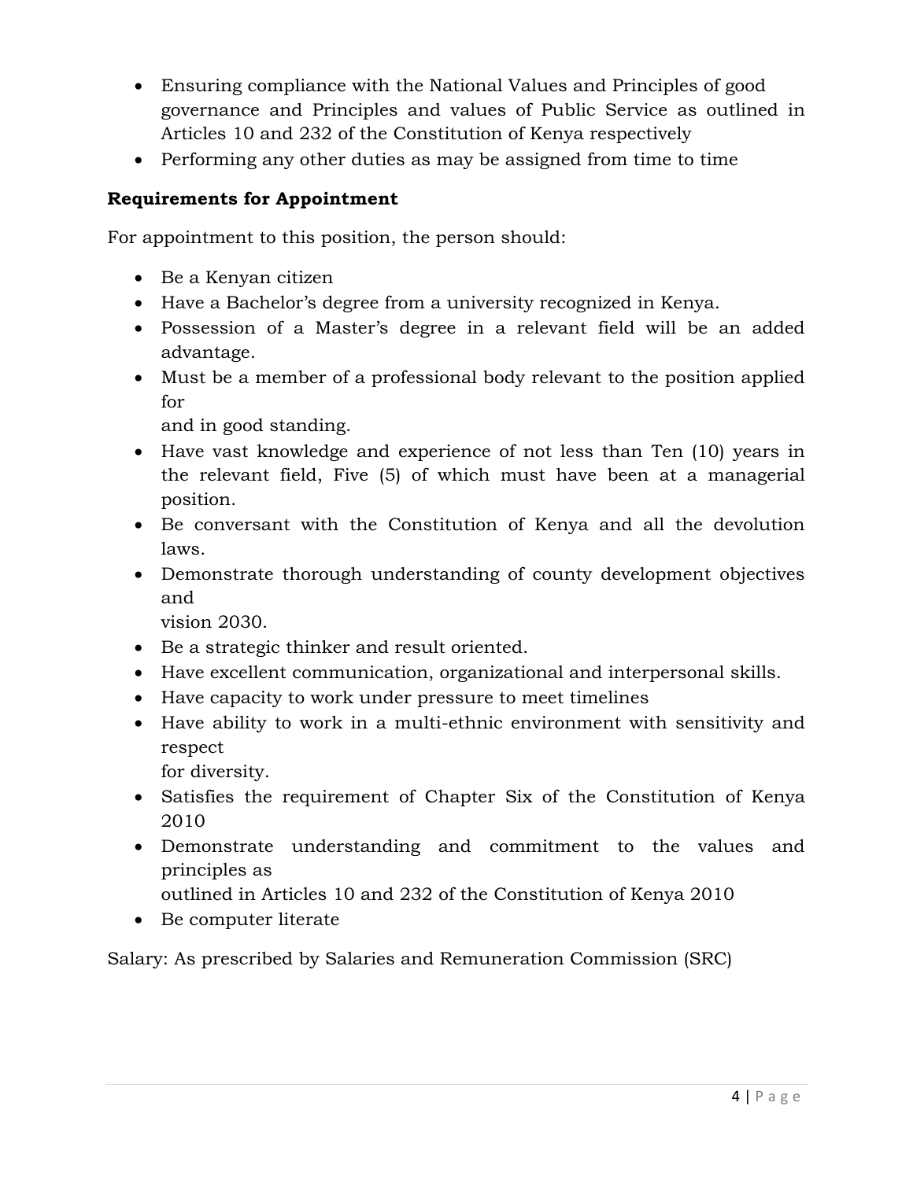- Ensuring compliance with the National Values and Principles of good governance and Principles and values of Public Service as outlined in Articles 10 and 232 of the Constitution of Kenya respectively
- Performing any other duties as may be assigned from time to time

**Requirements for Appointment**

For appointment to this position, the person should:

- Be a Kenyan citizen
- Have a Bachelor's degree from a university recognized in Kenya.
- Possession of a Master's degree in a relevant field will be an added advantage.
- Must be a member of a professional body relevant to the position applied for and in good standing.
- Have vast knowledge and experience of not less than Ten (10) years in the relevant field, Five (5) of which must have been at a managerial position.
- Be conversant with the Constitution of Kenya and all the devolution laws.
- Demonstrate thorough understanding of county development objectives and vision 2030.
- Be a strategic thinker and result oriented.
- Have excellent communication, organizational and interpersonal skills.
- Have capacity to work under pressure to meet timelines
- Have ability to work in a multi-ethnic environment with sensitivity and respect for diversity.
- Satisfies the requirement of Chapter Six of the Constitution of Kenya 2010
- Demonstrate understanding and commitment to the values and principles as outlined in Articles 10 and 232 of the Constitution of Kenya 2010
- Be computer literate

Salary: As prescribed by Salaries and Remuneration Commission (SRC)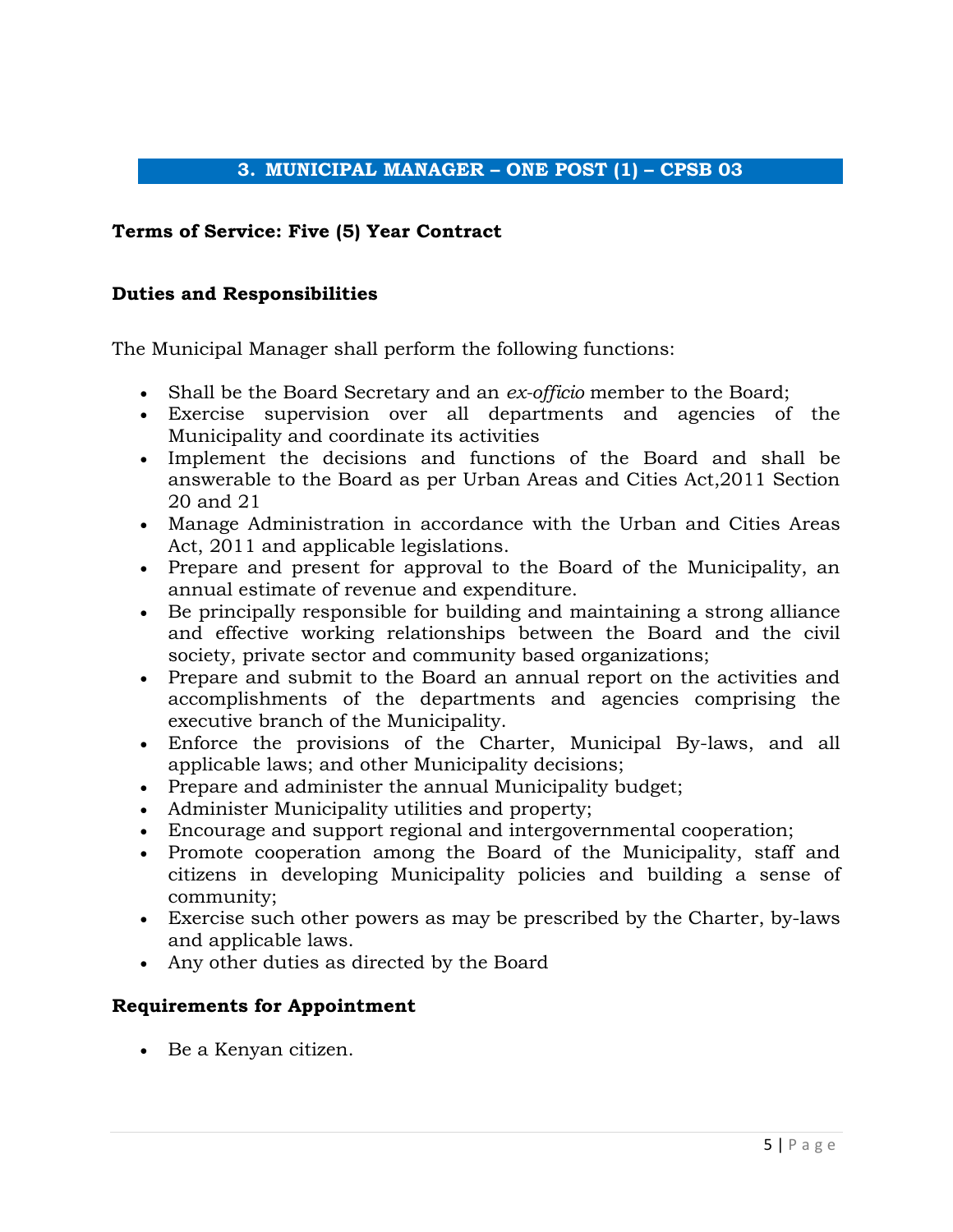## 3. MUNICIPAL MANAGER – ONE POST (1) – CPSB 03

**Terms of Service: Five (5) Year Contract**

**Duties and Responsibilities**

The Municipal Manager shall perform the following functions:

- Shall be the Board Secretary and an *ex-officio* member to the Board;
- Exercise supervision over all departments and agencies of the Municipality and coordinate its activities
- Implement the decisions and functions of the Board and shall be answerable to the Board as per Urban Areas and Cities Act,2011 Section 20 and 21
- Manage Administration in accordance with the Urban and Cities Areas Act, 2011 and applicable legislations.
- Prepare and present for approval to the Board of the Municipality, an annual estimate of revenue and expenditure.
- Be principally responsible for building and maintaining a strong alliance and effective working relationships between the Board and the civil society, private sector and community based organizations;
- Prepare and submit to the Board an annual report on the activities and accomplishments of the departments and agencies comprising the executive branch of the Municipality.
- Enforce the provisions of the Charter, Municipal By-laws, and all applicable laws; and other Municipality decisions;
- Prepare and administer the annual Municipality budget;
- Administer Municipality utilities and property;
- Encourage and support regional and intergovernmental cooperation;
- Promote cooperation among the Board of the Municipality, staff and citizens in developing Municipality policies and building a sense of community;
- Exercise such other powers as may be prescribed by the Charter, by-laws and applicable laws.
- Any other duties as directed by the Board

**Requirements for Appointment**

- Be a Kenyan citizen.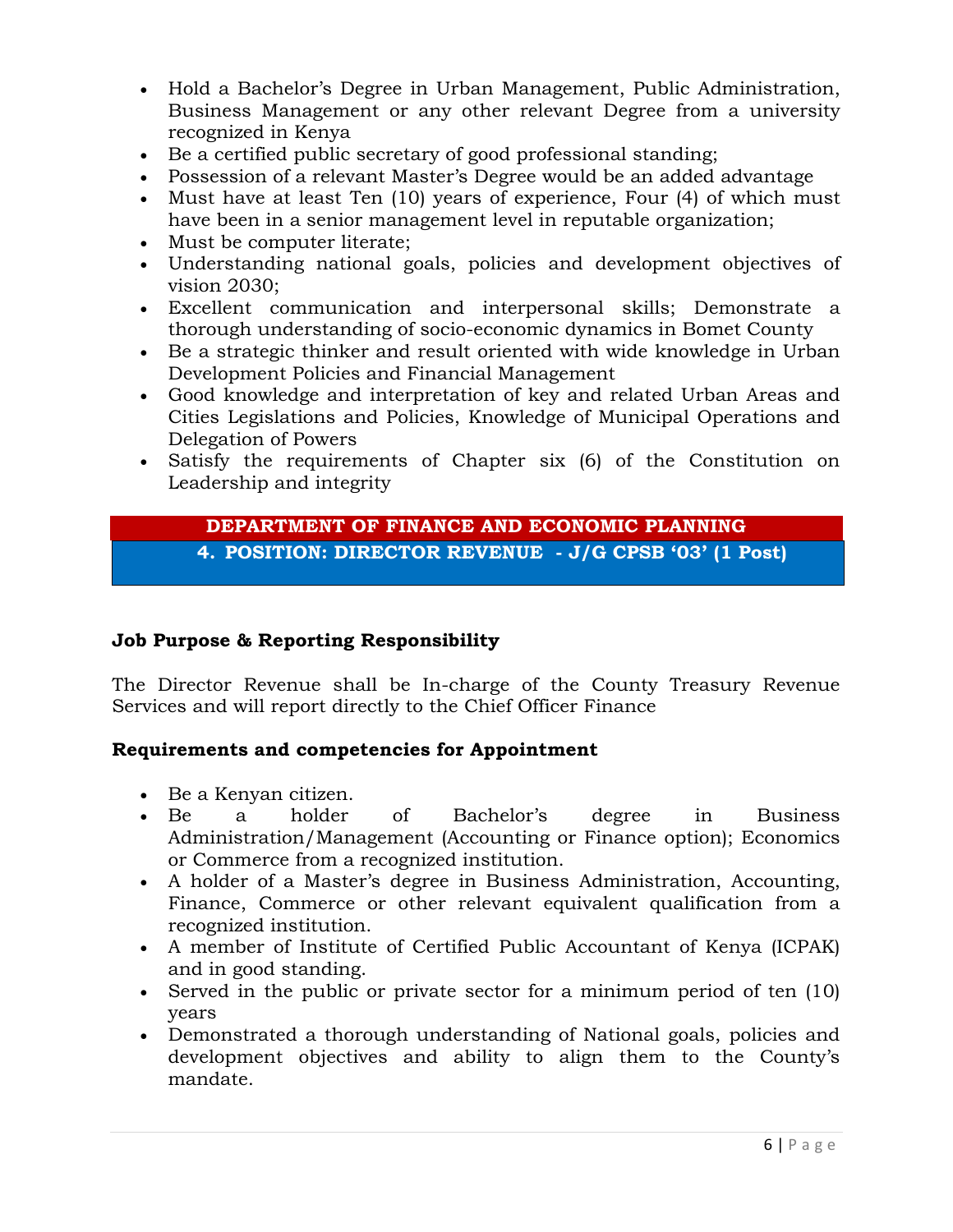- Hold a Bachelor's Degree in Urban Management, Public Administration, Business Management or any other relevant Degree from a university recognized in Kenya
- Be a certified public secretary of good professional standing;
- Possession of a relevant Master's Degree would be an added advantage
- Must have at least Ten (10) years of experience, Four (4) of which must have been in a senior management level in reputable organization;
- Must be computer literate;
- Understanding national goals, policies and development objectives of vision 2030;
- Excellent communication and interpersonal skills; Demonstrate a thorough understanding of socio-economic dynamics in Bomet County
- Be a strategic thinker and result oriented with wide knowledge in Urban Development Policies and Financial Management
- Good knowledge and interpretation of key and related Urban Areas and Cities Legislations and Policies, Knowledge of Municipal Operations and Delegation of Powers
- Satisfy the requirements of Chapter six (6) of the Constitution on Leadership and integrity

## DEPARTMENT OF FINANCE AND ECONOMIC PLANNING

## 4. POSITION: DIRECTOR REVENUE - J/G CPSB '03' (1 Post)

### Job Purpose & Reporting Responsibility

The Director Revenue shall be In-charge of the County Treasury Revenue Services and will report directly to the Chief Officer Finance

### Requirements and competencies for Appointment

- Be a Kenyan citizen.
- Be a holder of Bachelor's degree in Business Administration/Management (Accounting or Finance option); Economics or Commerce from a recognized institution.
- A holder of a Master's degree in Business Administration, Accounting, Finance, Commerce or other relevant equivalent qualification from a recognized institution.
- A member of Institute of Certified Public Accountant of Kenya (ICPAK) and in good standing.
- Served in the public or private sector for a minimum period of ten (10) years
- Demonstrated a thorough understanding of National goals, policies and development objectives and ability to align them to the County's mandate.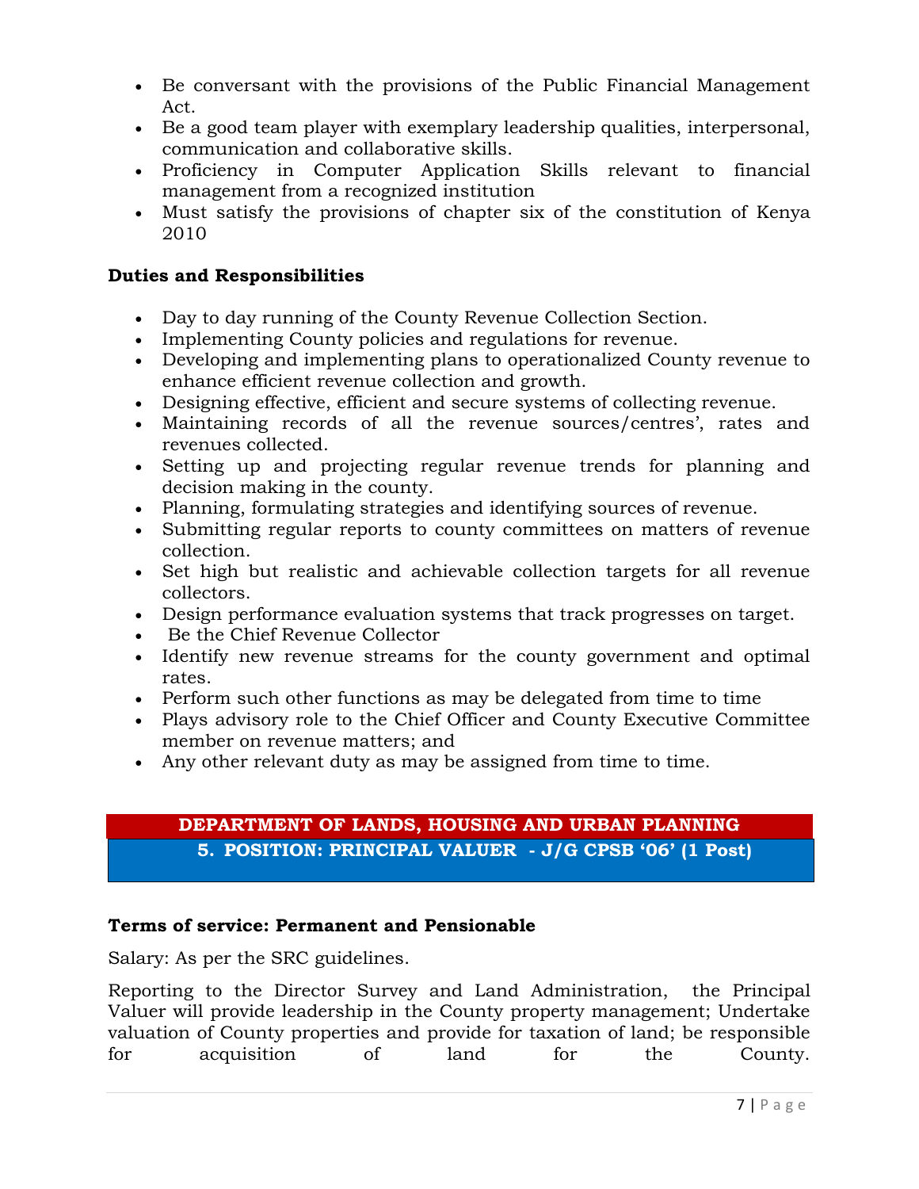- Be conversant with the provisions of the Public Financial Management Act.
- Be a good team player with exemplary leadership qualities, interpersonal, communication and collaborative skills.
- Proficiency in Computer Application Skills relevant to financial management from a recognized institution
- Must satisfy the provisions of chapter six of the constitution of Kenya 2010

**Duties and Responsibilities**

- Day to day running of the County Revenue Collection Section.
- Implementing County policies and regulations for revenue.
- Developing and implementing plans to operationalized County revenue to enhance efficient revenue collection and growth.
- Designing effective, efficient and secure systems of collecting revenue.
- Maintaining records of all the revenue sources/centres', rates and revenues collected.
- Setting up and projecting regular revenue trends for planning and decision making in the county.
- Planning, formulating strategies and identifying sources of revenue.
- Submitting regular reports to county committees on matters of revenue collection.
- Set high but realistic and achievable collection targets for all revenue collectors.
- Design performance evaluation systems that track progresses on target.
- Be the Chief Revenue Collector
- Identify new revenue streams for the county government and optimal rates.
- Perform such other functions as may be delegated from time to time
- Plays advisory role to the Chief Officer and County Executive Committee member on revenue matters; and
- Any other relevant duty as may be assigned from time to time.

## DEPARTMENT OF LANDS, HOUSING AND URBAN PLANNING

## 5. POSITION: PRINCIPAL VALUER - J/G CPSB '06' (1 Post)

**Terms of service: Permanent and Pensionable**

Salary: As per the SRC guidelines.

Reporting to the Director Survey and Land Administration, the Principal Valuer will provide leadership in the County property management; Undertake valuation of County properties and provide for taxation of land; be responsible for acquisition of land for the County.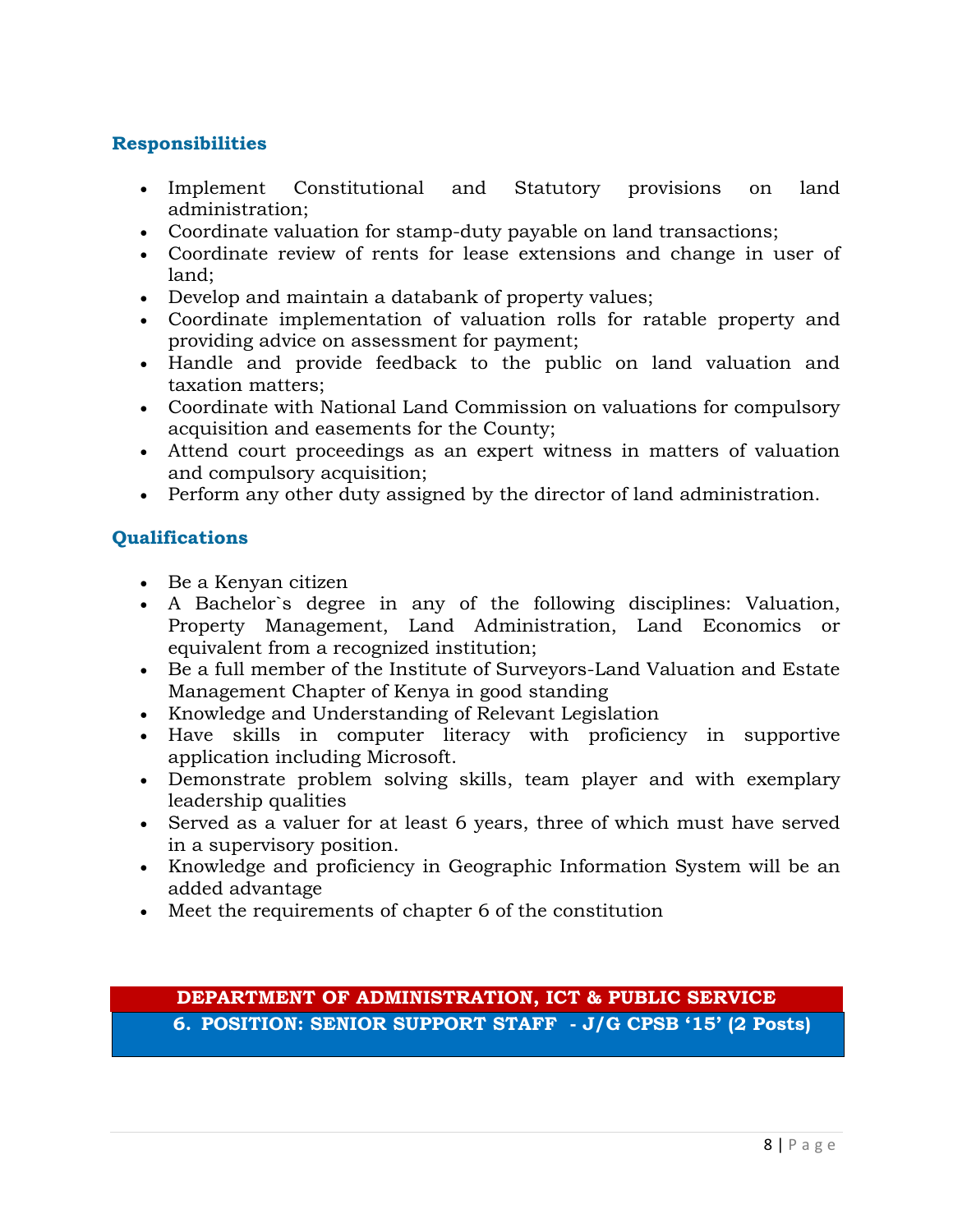### Responsibilities

- Implement Constitutional and Statutory provisions on land administration;
- Coordinate valuation for stamp-duty payable on land transactions;
- Coordinate review of rents for lease extensions and change in user of land;
- Develop and maintain a databank of property values;
- Coordinate implementation of valuation rolls for ratable property and providing advice on assessment for payment;
- Handle and provide feedback to the public on land valuation and taxation matters;
- Coordinate with National Land Commission on valuations for compulsory acquisition and easements for the County;
- Attend court proceedings as an expert witness in matters of valuation and compulsory acquisition;
- Perform any other duty assigned by the director of land administration.

### Qualifications

- Be a Kenyan citizen
- A Bachelor`s degree in any of the following disciplines: Valuation, Property Management, Land Administration, Land Economics or equivalent from a recognized institution;
- Be a full member of the Institute of Surveyors-Land Valuation and Estate Management Chapter of Kenya in good standing
- Knowledge and Understanding of Relevant Legislation
- Have skills in computer literacy with proficiency in supportive application including Microsoft.
- Demonstrate problem solving skills, team player and with exemplary leadership qualities
- Served as a valuer for at least 6 years, three of which must have served in a supervisory position.
- Knowledge and proficiency in Geographic Information System will be an added advantage
- Meet the requirements of chapter 6 of the constitution

## DEPARTMENT OF ADMINISTRATION, ICT & PUBLIC SERVICE

## 6. POSITION: SENIOR SUPPORT STAFF - J/G CPSB '15' (2 Posts)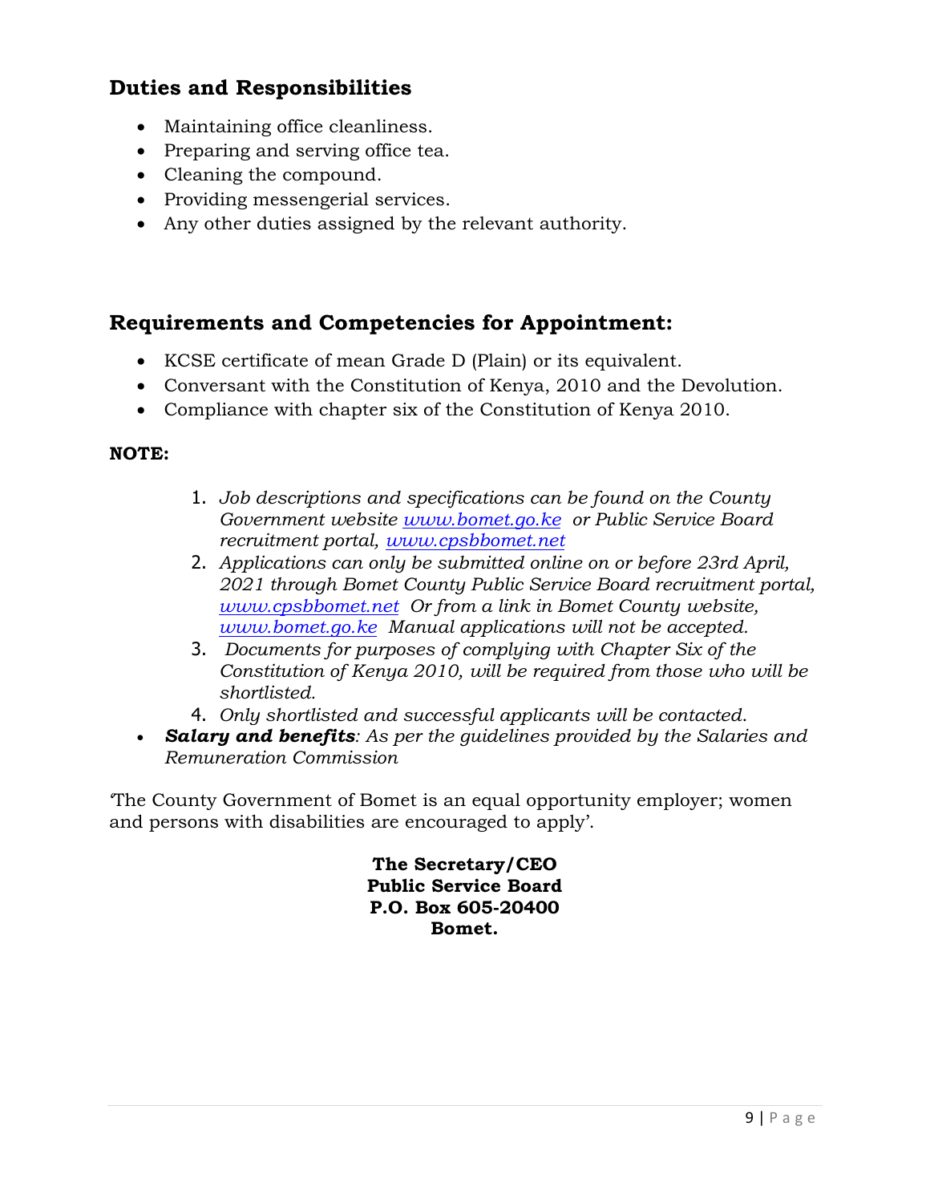## Duties and Responsibilities

- Maintaining office cleanliness.
- Preparing and serving office tea.
- Cleaning the compound.
- Providing messengerial services.
- Any other duties assigned by the relevant authority.

## Requirements and Competencies for Appointment:

- KCSE certificate of mean Grade D (Plain) or its equivalent.
- Conversant with the Constitution of Kenya, 2010 and the Devolution.
- Compliance with chapter six of the Constitution of Kenya 2010.

**NOTE:**

1. *Job descriptions and specifications can be found on the County Government website [www.bomet.go.ke](http://www.bomet.go.ke) or Public Service Board recruitment portal, [www.cpsbbomet.net](http://www.cpsbbomet.net)*
2. *Applications can only be submitted online on or before 23rd April, 2021 through Bomet County Public Service Board recruitment portal, [www.cpsbbomet.net](http://www.cpsbbomet.net) Or from a link in Bomet County website, [www.bomet.go.ke](http://www.bomet.go.ke) Manual applications will not be accepted.*
3. *Documents for purposes of complying with Chapter Six of the Constitution of Kenya 2010, will be required from those who will be shortlisted.*
4. *Only shortlisted and successful applicants will be contacted.*

- ***Salary and benefits**: As per the guidelines provided by the Salaries and Remuneration Commission*

'The County Government of Bomet is an equal opportunity employer; women and persons with disabilities are encouraged to apply'.

**The Secretary/CEO**
**Public Service Board**
**P.O. Box 605-20400**
**Bomet.**